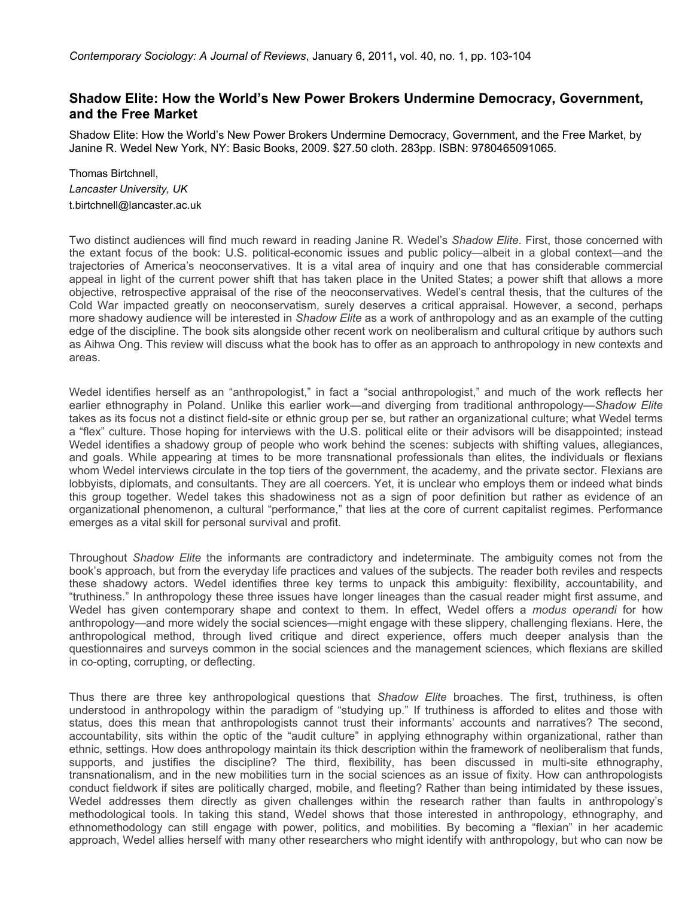*Contemporary Sociology: A Journal of Reviews*, January 6, 2011**,** vol. 40, no. 1, pp. 103-104

## Shadow Elite: How the World's New Power Brokers Undermine Democracy, Government, and the Free Market

Shadow Elite: How the World's New Power Brokers Undermine Democracy, Government, and the Free Market, by Janine R. Wedel New York, NY: Basic Books, 2009. $27.50 cloth. 283pp. ISBN: 9780465091065.

Thomas Birtchnell,
*Lancaster University, UK*
t.birtchnell@lancaster.ac.uk

Two distinct audiences will find much reward in reading Janine R. Wedel's *Shadow Elite*. First, those concerned with the extant focus of the book: U.S. political-economic issues and public policy—albeit in a global context—and the trajectories of America's neoconservatives. It is a vital area of inquiry and one that has considerable commercial appeal in light of the current power shift that has taken place in the United States; a power shift that allows a more objective, retrospective appraisal of the rise of the neoconservatives. Wedel's central thesis, that the cultures of the Cold War impacted greatly on neoconservatism, surely deserves a critical appraisal. However, a second, perhaps more shadowy audience will be interested in *Shadow Elite* as a work of anthropology and as an example of the cutting edge of the discipline. The book sits alongside other recent work on neoliberalism and cultural critique by authors such as Aihwa Ong. This review will discuss what the book has to offer as an approach to anthropology in new contexts and areas.

Wedel identifies herself as an "anthropologist," in fact a "social anthropologist," and much of the work reflects her earlier ethnography in Poland. Unlike this earlier work—and diverging from traditional anthropology—*Shadow Elite* takes as its focus not a distinct field-site or ethnic group per se, but rather an organizational culture; what Wedel terms a "flex" culture. Those hoping for interviews with the U.S. political elite or their advisors will be disappointed; instead Wedel identifies a shadowy group of people who work behind the scenes: subjects with shifting values, allegiances, and goals. While appearing at times to be more transnational professionals than elites, the individuals or flexians whom Wedel interviews circulate in the top tiers of the government, the academy, and the private sector. Flexians are lobbyists, diplomats, and consultants. They are all coercers. Yet, it is unclear who employs them or indeed what binds this group together. Wedel takes this shadowiness not as a sign of poor definition but rather as evidence of an organizational phenomenon, a cultural "performance," that lies at the core of current capitalist regimes. Performance emerges as a vital skill for personal survival and profit.

Throughout *Shadow Elite* the informants are contradictory and indeterminate. The ambiguity comes not from the book's approach, but from the everyday life practices and values of the subjects. The reader both reviles and respects these shadowy actors. Wedel identifies three key terms to unpack this ambiguity: flexibility, accountability, and "truthiness." In anthropology these three issues have longer lineages than the casual reader might first assume, and Wedel has given contemporary shape and context to them. In effect, Wedel offers a *modus operandi* for how anthropology—and more widely the social sciences—might engage with these slippery, challenging flexians. Here, the anthropological method, through lived critique and direct experience, offers much deeper analysis than the questionnaires and surveys common in the social sciences and the management sciences, which flexians are skilled in co-opting, corrupting, or deflecting.

Thus there are three key anthropological questions that *Shadow Elite* broaches. The first, truthiness, is often understood in anthropology within the paradigm of "studying up." If truthiness is afforded to elites and those with status, does this mean that anthropologists cannot trust their informants' accounts and narratives? The second, accountability, sits within the optic of the "audit culture" in applying ethnography within organizational, rather than ethnic, settings. How does anthropology maintain its thick description within the framework of neoliberalism that funds, supports, and justifies the discipline? The third, flexibility, has been discussed in multi-site ethnography, transnationalism, and in the new mobilities turn in the social sciences as an issue of fixity. How can anthropologists conduct fieldwork if sites are politically charged, mobile, and fleeting? Rather than being intimidated by these issues, Wedel addresses them directly as given challenges within the research rather than faults in anthropology's methodological tools. In taking this stand, Wedel shows that those interested in anthropology, ethnography, and ethnomethodology can still engage with power, politics, and mobilities. By becoming a "flexian" in her academic approach, Wedel allies herself with many other researchers who might identify with anthropology, but who can now be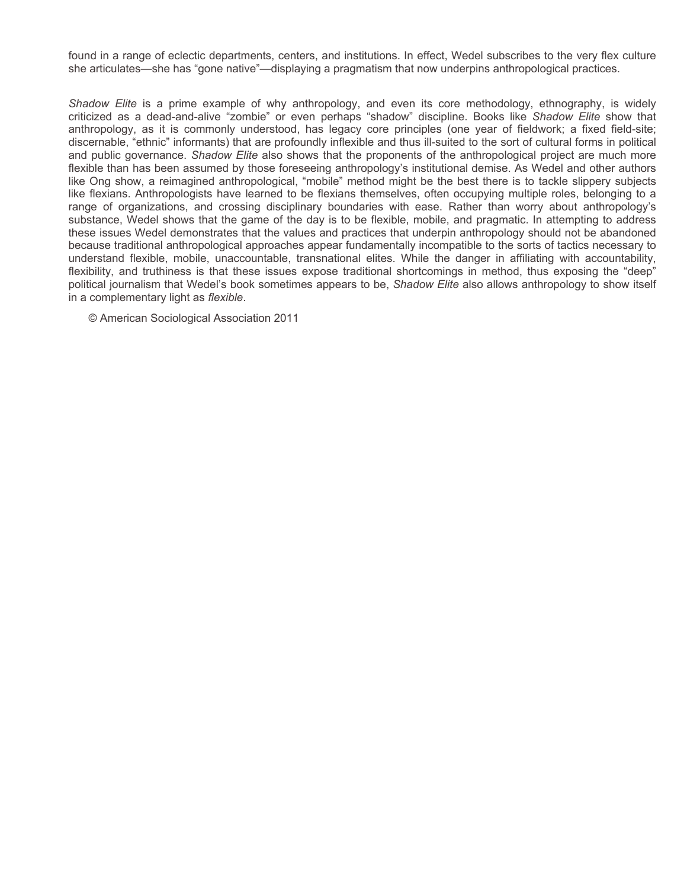found in a range of eclectic departments, centers, and institutions. In effect, Wedel subscribes to the very flex culture she articulates—she has "gone native"—displaying a pragmatism that now underpins anthropological practices.

*Shadow Elite* is a prime example of why anthropology, and even its core methodology, ethnography, is widely criticized as a dead-and-alive "zombie" or even perhaps "shadow" discipline. Books like *Shadow Elite* show that anthropology, as it is commonly understood, has legacy core principles (one year of fieldwork; a fixed field-site; discernable, "ethnic" informants) that are profoundly inflexible and thus ill-suited to the sort of cultural forms in political and public governance. *Shadow Elite* also shows that the proponents of the anthropological project are much more flexible than has been assumed by those foreseeing anthropology's institutional demise. As Wedel and other authors like Ong show, a reimagined anthropological, "mobile" method might be the best there is to tackle slippery subjects like flexians. Anthropologists have learned to be flexians themselves, often occupying multiple roles, belonging to a range of organizations, and crossing disciplinary boundaries with ease. Rather than worry about anthropology's substance, Wedel shows that the game of the day is to be flexible, mobile, and pragmatic. In attempting to address these issues Wedel demonstrates that the values and practices that underpin anthropology should not be abandoned because traditional anthropological approaches appear fundamentally incompatible to the sorts of tactics necessary to understand flexible, mobile, unaccountable, transnational elites. While the danger in affiliating with accountability, flexibility, and truthiness is that these issues expose traditional shortcomings in method, thus exposing the "deep" political journalism that Wedel's book sometimes appears to be, *Shadow Elite* also allows anthropology to show itself in a complementary light as *flexible*.

© American Sociological Association 2011